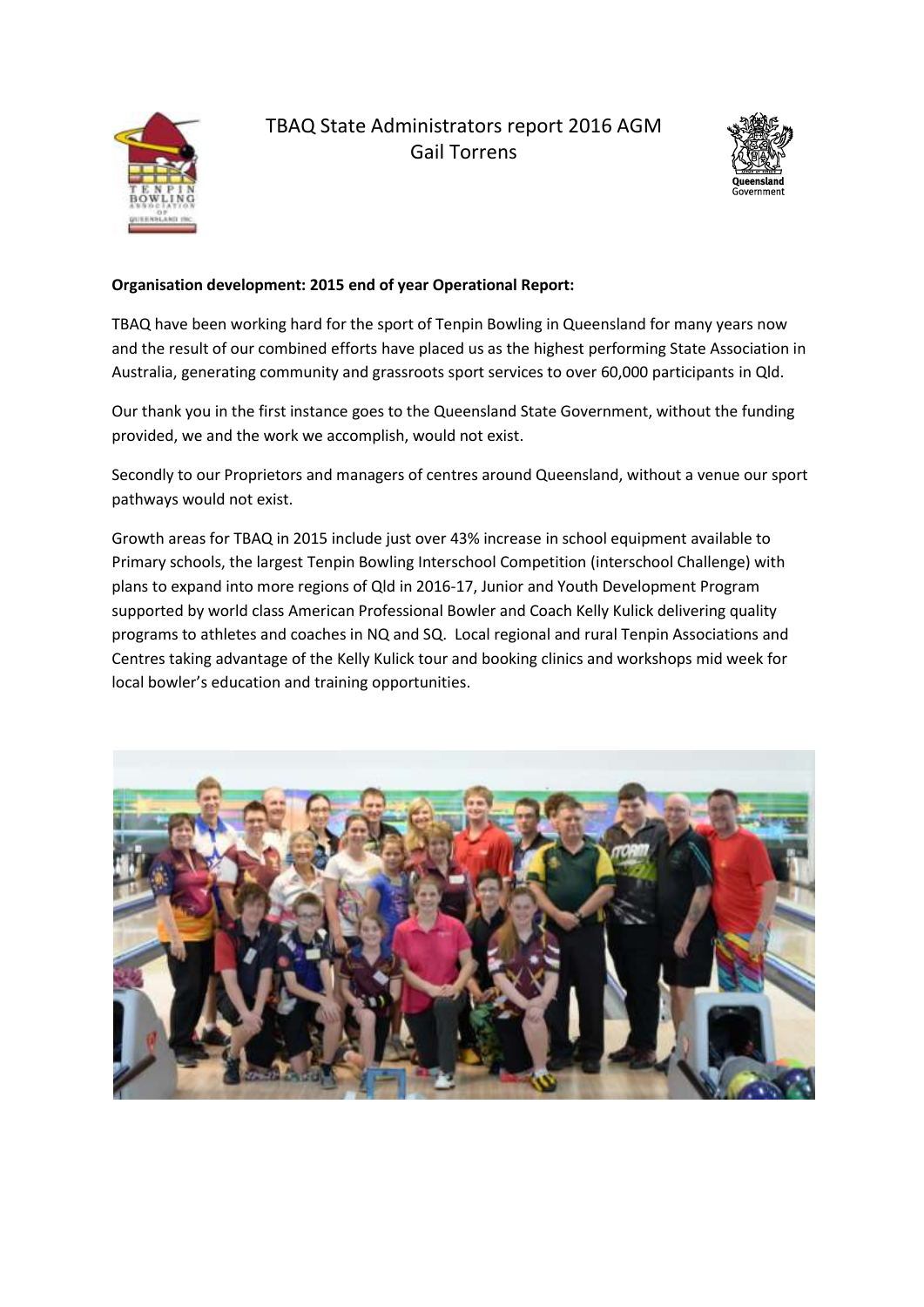# TBAQ State Administrators report 2016 AGM
Gail Torrens

**Organisation development: 2015 end of year Operational Report:**

TBAQ have been working hard for the sport of Tenpin Bowling in Queensland for many years now and the result of our combined efforts have placed us as the highest performing State Association in Australia, generating community and grassroots sport services to over 60,000 participants in Qld.

Our thank you in the first instance goes to the Queensland State Government, without the funding provided, we and the work we accomplish, would not exist.

Secondly to our Proprietors and managers of centres around Queensland, without a venue our sport pathways would not exist.

Growth areas for TBAQ in 2015 include just over 43% increase in school equipment available to Primary schools, the largest Tenpin Bowling Interschool Competition (interschool Challenge) with plans to expand into more regions of Qld in 2016-17, Junior and Youth Development Program supported by world class American Professional Bowler and Coach Kelly Kulick delivering quality programs to athletes and coaches in NQ and SQ. Local regional and rural Tenpin Associations and Centres taking advantage of the Kelly Kulick tour and booking clinics and workshops mid week for local bowler's education and training opportunities.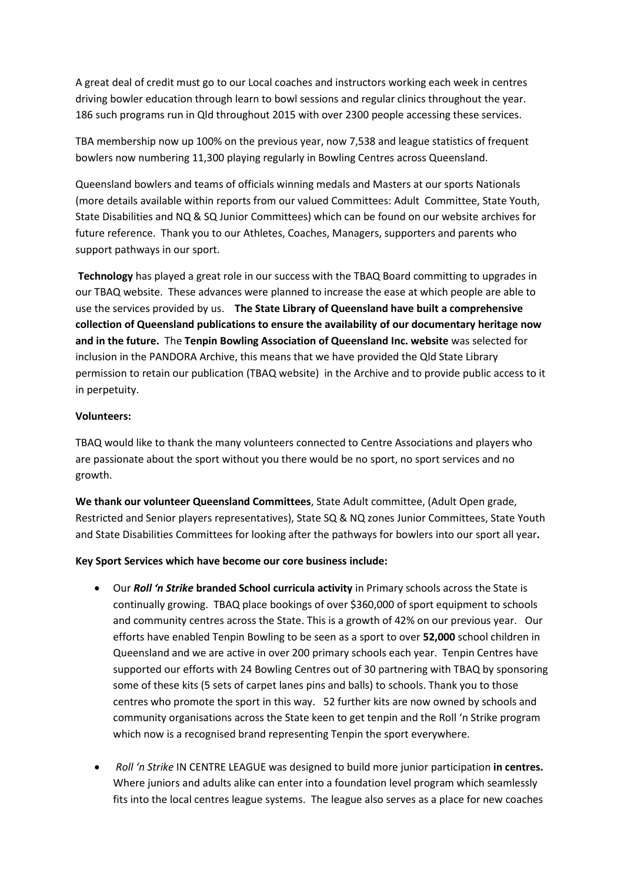A great deal of credit must go to our Local coaches and instructors working each week in centres driving bowler education through learn to bowl sessions and regular clinics throughout the year. 186 such programs run in Qld throughout 2015 with over 2300 people accessing these services.

TBA membership now up 100% on the previous year, now 7,538 and league statistics of frequent bowlers now numbering 11,300 playing regularly in Bowling Centres across Queensland.

Queensland bowlers and teams of officials winning medals and Masters at our sports Nationals (more details available within reports from our valued Committees: Adult Committee, State Youth, State Disabilities and NQ & SQ Junior Committees) which can be found on our website archives for future reference. Thank you to our Athletes, Coaches, Managers, supporters and parents who support pathways in our sport.

**Technology** has played a great role in our success with the TBAQ Board committing to upgrades in our TBAQ website. These advances were planned to increase the ease at which people are able to use the services provided by us. **The State Library of Queensland have built a comprehensive collection of Queensland publications to ensure the availability of our documentary heritage now and in the future.** The **Tenpin Bowling Association of Queensland Inc. website** was selected for inclusion in the PANDORA Archive, this means that we have provided the Qld State Library permission to retain our publication (TBAQ website) in the Archive and to provide public access to it in perpetuity.

**Volunteers:**

TBAQ would like to thank the many volunteers connected to Centre Associations and players who are passionate about the sport without you there would be no sport, no sport services and no growth.

**We thank our volunteer Queensland Committees**, State Adult committee, (Adult Open grade, Restricted and Senior players representatives), State SQ & NQ zones Junior Committees, State Youth and State Disabilities Committees for looking after the pathways for bowlers into our sport all year**.**

**Key Sport Services which have become our core business include:**

- Our ***Roll 'n Strike*** **branded School curricula activity** in Primary schools across the State is continually growing. TBAQ place bookings of over $360,000 of sport equipment to schools and community centres across the State. This is a growth of 42% on our previous year. Our efforts have enabled Tenpin Bowling to be seen as a sport to over **52,000** school children in Queensland and we are active in over 200 primary schools each year. Tenpin Centres have supported our efforts with 24 Bowling Centres out of 30 partnering with TBAQ by sponsoring some of these kits (5 sets of carpet lanes pins and balls) to schools. Thank you to those centres who promote the sport in this way. 52 further kits are now owned by schools and community organisations across the State keen to get tenpin and the Roll 'n Strike program which now is a recognised brand representing Tenpin the sport everywhere.

- *Roll 'n Strike* IN CENTRE LEAGUE was designed to build more junior participation **in centres.** Where juniors and adults alike can enter into a foundation level program which seamlessly fits into the local centres league systems. The league also serves as a place for new coaches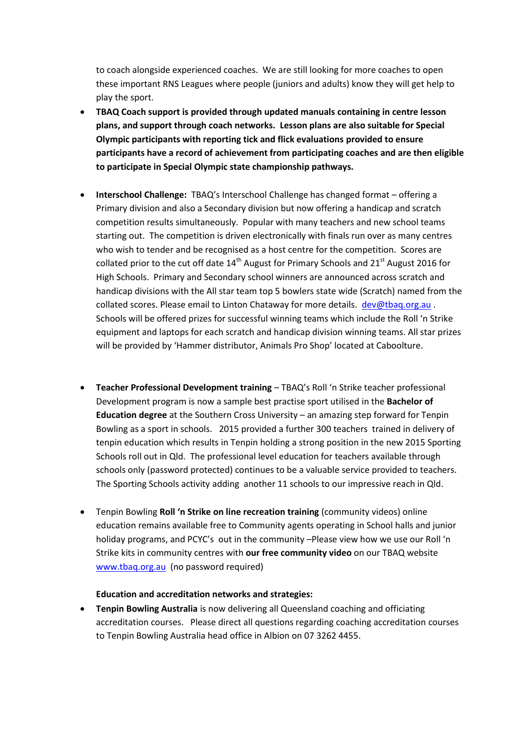to coach alongside experienced coaches. We are still looking for more coaches to open these important RNS Leagues where people (juniors and adults) know they will get help to play the sport.

- **TBAQ Coach support is provided through updated manuals containing in centre lesson plans, and support through coach networks. Lesson plans are also suitable for Special Olympic participants with reporting tick and flick evaluations provided to ensure participants have a record of achievement from participating coaches and are then eligible to participate in Special Olympic state championship pathways.**

- **Interschool Challenge:** TBAQ's Interschool Challenge has changed format – offering a Primary division and also a Secondary division but now offering a handicap and scratch competition results simultaneously. Popular with many teachers and new school teams starting out. The competition is driven electronically with finals run over as many centres who wish to tender and be recognised as a host centre for the competition. Scores are collated prior to the cut off date 14th August for Primary Schools and 21st August 2016 for High Schools. Primary and Secondary school winners are announced across scratch and handicap divisions with the All star team top 5 bowlers state wide (Scratch) named from the collated scores. Please email to Linton Chataway for more details. dev@tbaq.org.au . Schools will be offered prizes for successful winning teams which include the Roll 'n Strike equipment and laptops for each scratch and handicap division winning teams. All star prizes will be provided by 'Hammer distributor, Animals Pro Shop' located at Caboolture.

- **Teacher Professional Development training** – TBAQ's Roll 'n Strike teacher professional Development program is now a sample best practise sport utilised in the **Bachelor of Education degree** at the Southern Cross University – an amazing step forward for Tenpin Bowling as a sport in schools. 2015 provided a further 300 teachers trained in delivery of tenpin education which results in Tenpin holding a strong position in the new 2015 Sporting Schools roll out in Qld. The professional level education for teachers available through schools only (password protected) continues to be a valuable service provided to teachers. The Sporting Schools activity adding another 11 schools to our impressive reach in Qld.

- Tenpin Bowling **Roll 'n Strike on line recreation training** (community videos) online education remains available free to Community agents operating in School halls and junior holiday programs, and PCYC's out in the community –Please view how we use our Roll 'n Strike kits in community centres with **our free community video** on our TBAQ website www.tbaq.org.au (no password required)

**Education and accreditation networks and strategies:**

- **Tenpin Bowling Australia** is now delivering all Queensland coaching and officiating accreditation courses. Please direct all questions regarding coaching accreditation courses to Tenpin Bowling Australia head office in Albion on 07 3262 4455.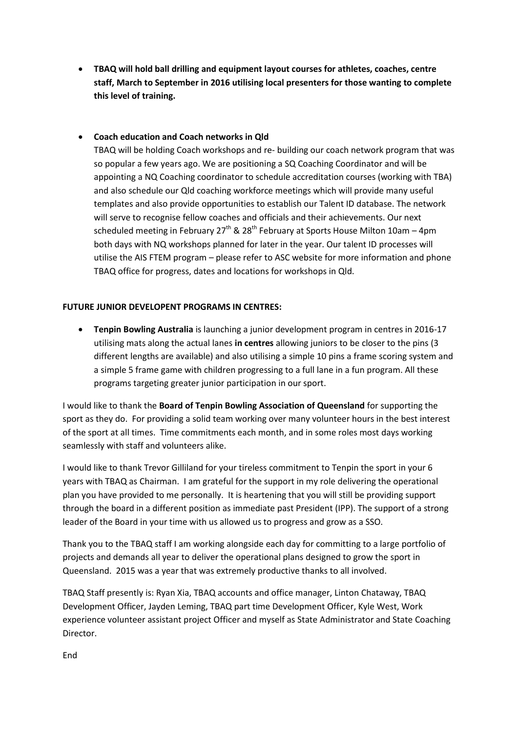- **TBAQ will hold ball drilling and equipment layout courses for athletes, coaches, centre staff, March to September in 2016 utilising local presenters for those wanting to complete this level of training.**

- **Coach education and Coach networks in Qld**
  TBAQ will be holding Coach workshops and re- building our coach network program that was so popular a few years ago. We are positioning a SQ Coaching Coordinator and will be appointing a NQ Coaching coordinator to schedule accreditation courses (working with TBA) and also schedule our Qld coaching workforce meetings which will provide many useful templates and also provide opportunities to establish our Talent ID database. The network will serve to recognise fellow coaches and officials and their achievements. Our next scheduled meeting in February 27th & 28th February at Sports House Milton 10am – 4pm both days with NQ workshops planned for later in the year. Our talent ID processes will utilise the AIS FTEM program – please refer to ASC website for more information and phone TBAQ office for progress, dates and locations for workshops in Qld.

**FUTURE JUNIOR DEVELOPENT PROGRAMS IN CENTRES:**

- **Tenpin Bowling Australia** is launching a junior development program in centres in 2016-17 utilising mats along the actual lanes **in centres** allowing juniors to be closer to the pins (3 different lengths are available) and also utilising a simple 10 pins a frame scoring system and a simple 5 frame game with children progressing to a full lane in a fun program. All these programs targeting greater junior participation in our sport.

I would like to thank the **Board of Tenpin Bowling Association of Queensland** for supporting the sport as they do. For providing a solid team working over many volunteer hours in the best interest of the sport at all times. Time commitments each month, and in some roles most days working seamlessly with staff and volunteers alike.

I would like to thank Trevor Gilliland for your tireless commitment to Tenpin the sport in your 6 years with TBAQ as Chairman. I am grateful for the support in my role delivering the operational plan you have provided to me personally. It is heartening that you will still be providing support through the board in a different position as immediate past President (IPP). The support of a strong leader of the Board in your time with us allowed us to progress and grow as a SSO.

Thank you to the TBAQ staff I am working alongside each day for committing to a large portfolio of projects and demands all year to deliver the operational plans designed to grow the sport in Queensland. 2015 was a year that was extremely productive thanks to all involved.

TBAQ Staff presently is: Ryan Xia, TBAQ accounts and office manager, Linton Chataway, TBAQ Development Officer, Jayden Leming, TBAQ part time Development Officer, Kyle West, Work experience volunteer assistant project Officer and myself as State Administrator and State Coaching Director.

End